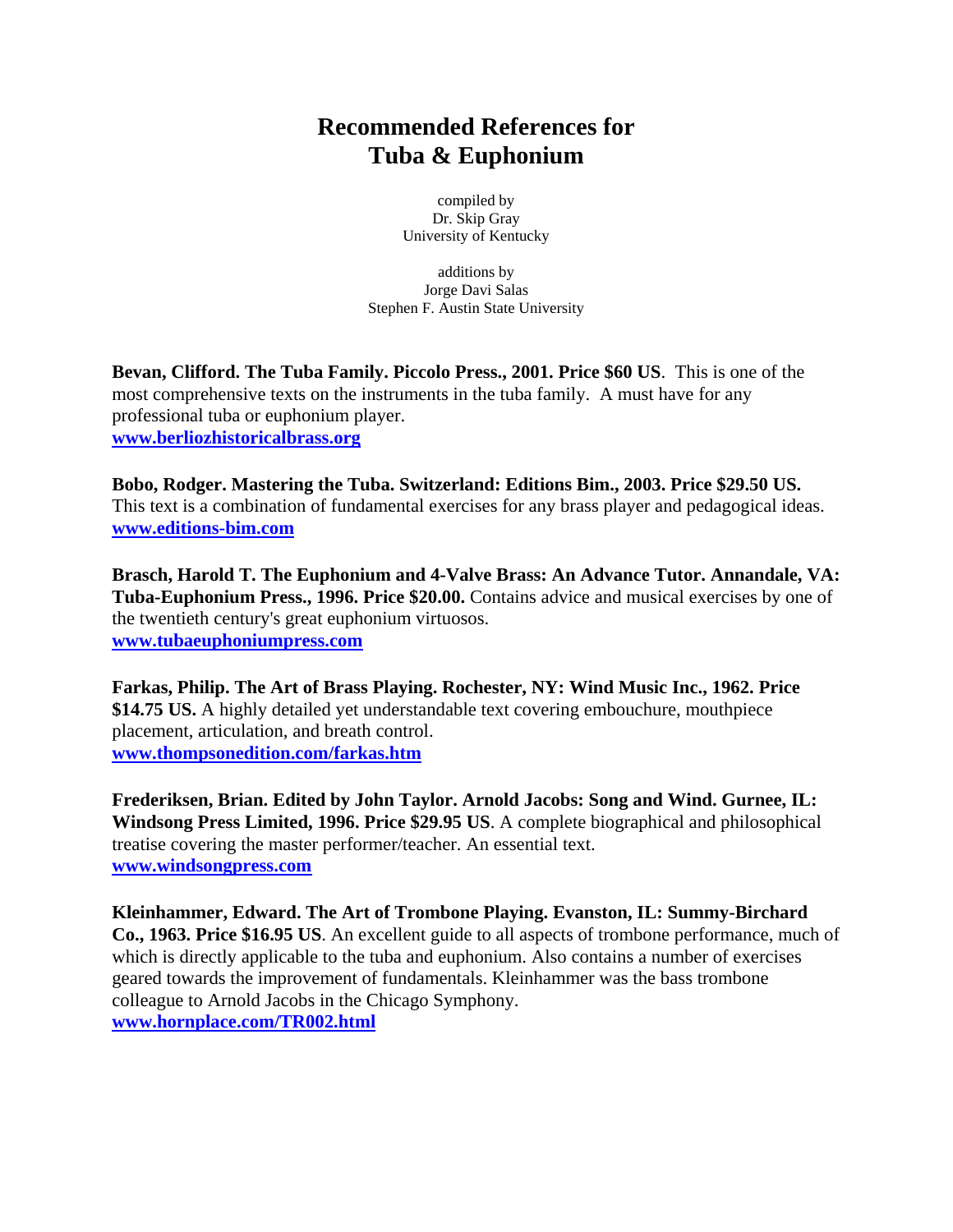# Recommended References for Tuba & Euphonium

compiled by
Dr. Skip Gray
University of Kentucky

additions by
Jorge Davi Salas
Stephen F. Austin State University

**Bevan, Clifford. The Tuba Family. Piccolo Press., 2001. Price $60 US**. This is one of the most comprehensive texts on the instruments in the tuba family. A must have for any professional tuba or euphonium player.
[www.berliozhistoricalbrass.org](http://www.berliozhistoricalbrass.org)

**Bobo, Rodger. Mastering the Tuba. Switzerland: Editions Bim., 2003. Price $29.50 US.** This text is a combination of fundamental exercises for any brass player and pedagogical ideas.
[www.editions-bim.com](http://www.editions-bim.com)

**Brasch, Harold T. The Euphonium and 4-Valve Brass: An Advance Tutor. Annandale, VA: Tuba-Euphonium Press., 1996. Price $20.00.** Contains advice and musical exercises by one of the twentieth century's great euphonium virtuosos.
[www.tubaeuphoniumpress.com](http://www.tubaeuphoniumpress.com)

**Farkas, Philip. The Art of Brass Playing. Rochester, NY: Wind Music Inc., 1962. Price $14.75 US.** A highly detailed yet understandable text covering embouchure, mouthpiece placement, articulation, and breath control.
[www.thompsonedition.com/farkas.htm](http://www.thompsonedition.com/farkas.htm)

**Frederiksen, Brian. Edited by John Taylor. Arnold Jacobs: Song and Wind. Gurnee, IL: Windsong Press Limited, 1996. Price $29.95 US**. A complete biographical and philosophical treatise covering the master performer/teacher. An essential text.
[www.windsongpress.com](http://www.windsongpress.com)

**Kleinhammer, Edward. The Art of Trombone Playing. Evanston, IL: Summy-Birchard Co., 1963. Price $16.95 US**. An excellent guide to all aspects of trombone performance, much of which is directly applicable to the tuba and euphonium. Also contains a number of exercises geared towards the improvement of fundamentals. Kleinhammer was the bass trombone colleague to Arnold Jacobs in the Chicago Symphony.
[www.hornplace.com/TR002.html](http://www.hornplace.com/TR002.html)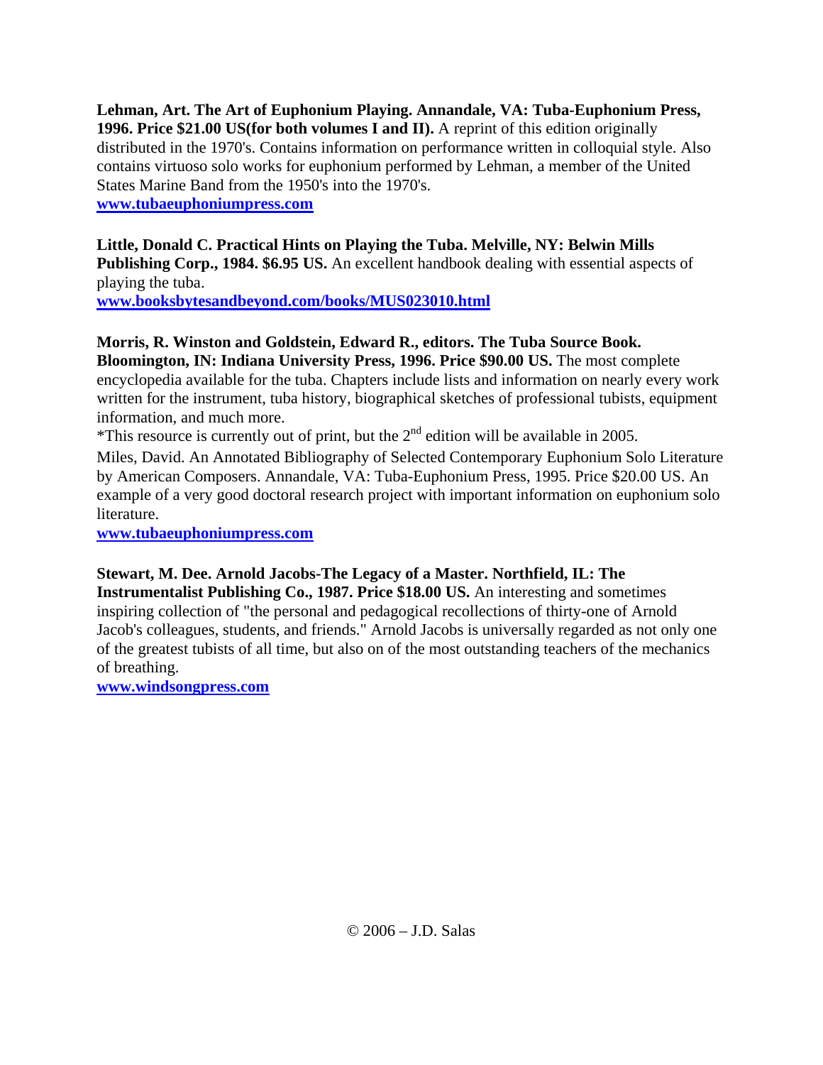**Lehman, Art. The Art of Euphonium Playing. Annandale, VA: Tuba-Euphonium Press, 1996. Price $21.00 US(for both volumes I and II).** A reprint of this edition originally distributed in the 1970's. Contains information on performance written in colloquial style. Also contains virtuoso solo works for euphonium performed by Lehman, a member of the United States Marine Band from the 1950's into the 1970's.
**www.tubaeuphoniumpress.com**

**Little, Donald C. Practical Hints on Playing the Tuba. Melville, NY: Belwin Mills Publishing Corp., 1984. $6.95 US.** An excellent handbook dealing with essential aspects of playing the tuba.
**www.booksbytesandbeyond.com/books/MUS023010.html**

**Morris, R. Winston and Goldstein, Edward R., editors. The Tuba Source Book. Bloomington, IN: Indiana University Press, 1996. Price $90.00 US.** The most complete encyclopedia available for the tuba. Chapters include lists and information on nearly every work written for the instrument, tuba history, biographical sketches of professional tubists, equipment information, and much more.
*This resource is currently out of print, but the 2nd edition will be available in 2005.
Miles, David. An Annotated Bibliography of Selected Contemporary Euphonium Solo Literature by American Composers. Annandale, VA: Tuba-Euphonium Press, 1995. Price $20.00 US. An example of a very good doctoral research project with important information on euphonium solo literature.
**www.tubaeuphoniumpress.com**

**Stewart, M. Dee. Arnold Jacobs-The Legacy of a Master. Northfield, IL: The Instrumentalist Publishing Co., 1987. Price $18.00 US.** An interesting and sometimes inspiring collection of "the personal and pedagogical recollections of thirty-one of Arnold Jacob's colleagues, students, and friends." Arnold Jacobs is universally regarded as not only one of the greatest tubists of all time, but also on of the most outstanding teachers of the mechanics of breathing.
**www.windsongpress.com**

© 2006 – J.D. Salas